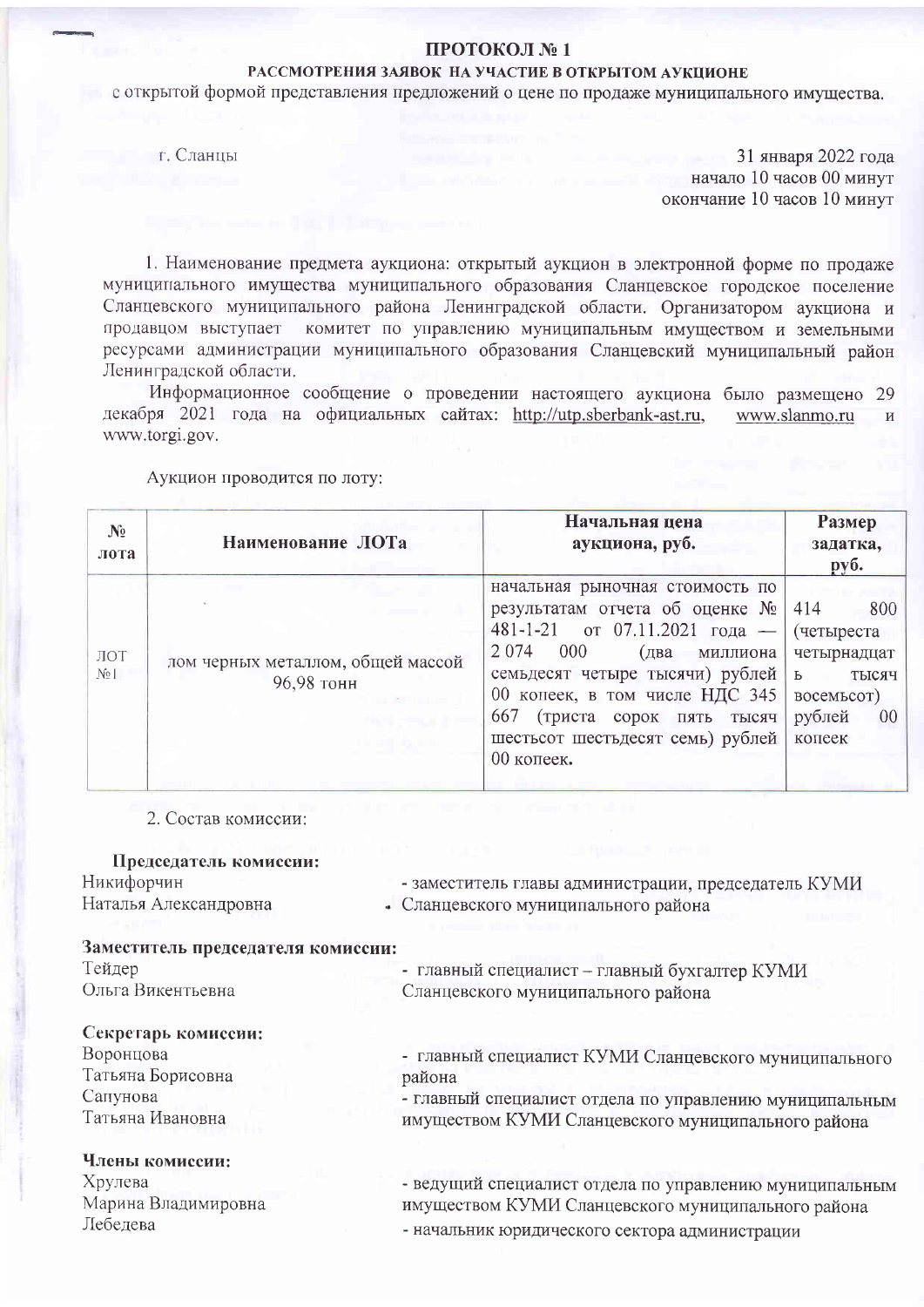# ПРОТОКОЛ № 1

## РАССМОТРЕНИЯ ЗАЯВОК НА УЧАСТИЕ В ОТКРЫТОМ АУКЦИОНЕ

с открытой формой представления предложений о цене по продаже муниципального имущества.

г. Сланцы

31 января 2022 года
начало 10 часов 00 минут
окончание 10 часов 10 минут

1. Наименование предмета аукциона: открытый аукцион в электронной форме по продаже муниципального имущества муниципального образования Сланцевское городское поселение Сланцевского муниципального района Ленинградской области. Организатором аукциона и продавцом выступает комитет по управлению муниципальным имуществом и земельными ресурсами администрации муниципального образования Сланцевский муниципальный район Ленинградской области.

Информационное сообщение о проведении настоящего аукциона было размещено 29 декабря 2021 года на официальных сайтах: http://utp.sberbank-ast.ru, www.slanmo.ru и www.torgi.gov.

Аукцион проводится по лоту:

| № лота | Наименование ЛОТа | Начальная цена аукциона, руб. | Размер задатка, руб. |
|---|---|---|---|
| ЛОТ №1 | лом черных металлом, общей массой 96,98 тонн | начальная рыночная стоимость по результатам отчета об оценке № 481-1-21 от 07.11.2021 года — 2 074 000 (два миллиона семьдесят четыре тысячи) рублей 00 копеек, в том числе НДС 345 667 (триста сорок пять тысяч шестьсот шестьдесят семь) рублей 00 копеек. | 414 800 (четыреста четырнадцать тысяч восемьсот) рублей 00 копеек |

2. Состав комиссии:

**Председатель комиссии:**
Никифорчин Наталья Александровна - заместитель главы администрации, председатель КУМИ Сланцевского муниципального района

**Заместитель председателя комиссии:**
Тейдер Ольга Викентьевна - главный специалист – главный бухгалтер КУМИ Сланцевского муниципального района

**Секретарь комиссии:**
Воронцова Татьяна Борисовна - главный специалист КУМИ Сланцевского муниципального района
Сапунова Татьяна Ивановна - главный специалист отдела по управлению муниципальным имуществом КУМИ Сланцевского муниципального района

**Члены комиссии:**
Хрулева Марина Владимировна - ведущий специалист отдела по управлению муниципальным имуществом КУМИ Сланцевского муниципального района
Лебедева - начальник юридического сектора администрации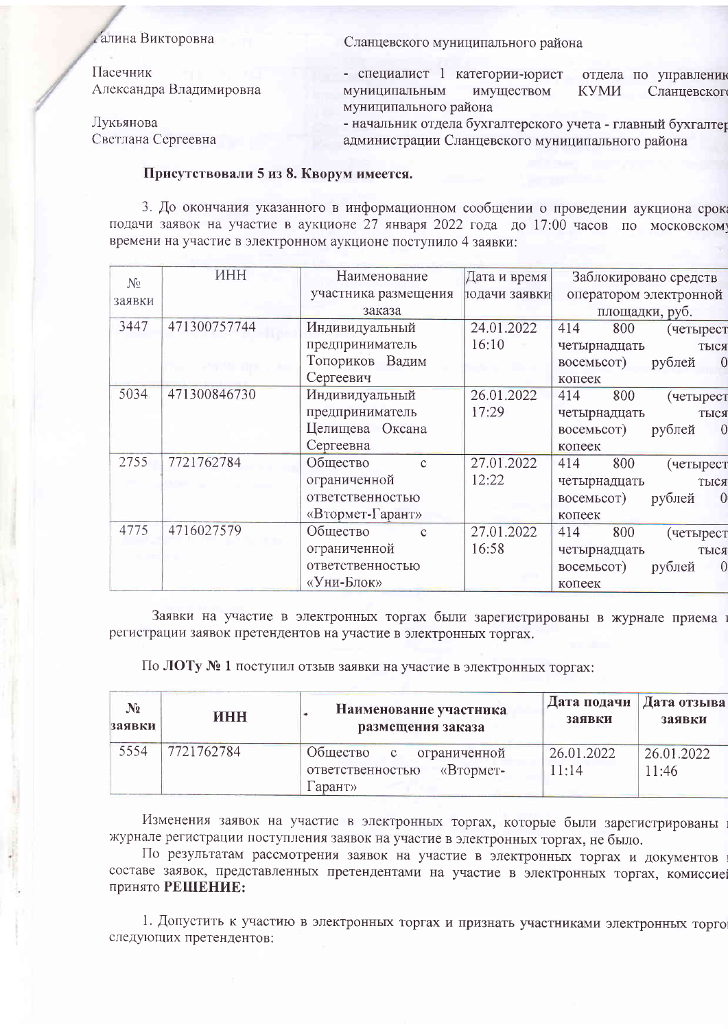| | |
|---|---|
| Галина Викторовна | Сланцевского муниципального района |
| Пасечник Александра Владимировна | - специалист 1 категории-юрист отдела по управлению муниципальным имуществом КУМИ Сланцевского муниципального района |
| Лукьянова Светлана Сергеевна | - начальник отдела бухгалтерского учета - главный бухгалтер администрации Сланцевского муниципального района |

**Присутствовали 5 из 8. Кворум имеется.**

3. До окончания указанного в информационном сообщении о проведении аукциона срока подачи заявок на участие в аукционе 27 января 2022 года до 17:00 часов по московскому времени на участие в электронном аукционе поступило 4 заявки:

| № заявки | ИНН | Наименование участника размещения заказа | Дата и время подачи заявки | Заблокировано средств оператором электронной площадки, руб. |
|---|---|---|---|---|
| 3447 | 471300757744 | Индивидуальный предприниматель Топориков Вадим Сергеевич | 24.01.2022 16:10 | 414 800 (четырест четырнадцать тыся восемьсот) рублей 0 копеек |
| 5034 | 471300846730 | Индивидуальный предприниматель Целищева Оксана Сергеевна | 26.01.2022 17:29 | 414 800 (четырест четырнадцать тыся восемьсот) рублей 0 копеек |
| 2755 | 7721762784 | Общество с ограниченной ответственностью «Втормет-Гарант» | 27.01.2022 12:22 | 414 800 (четырест четырнадцать тыся восемьсот) рублей 0 копеек |
| 4775 | 4716027579 | Общество с ограниченной ответственностью «Уни-Блок» | 27.01.2022 16:58 | 414 800 (четырест четырнадцать тыся восемьсот) рублей 0 копеек |

Заявки на участие в электронных торгах были зарегистрированы в журнале приема и регистрации заявок претендентов на участие в электронных торгах.

По **ЛОТу № 1** поступил отзыв заявки на участие в электронных торгах:

| № заявки | ИНН | Наименование участника размещения заказа | Дата подачи заявки | Дата отзыва заявки |
|---|---|---|---|---|
| 5554 | 7721762784 | Общество с ограниченной ответственностью «Втормет-Гарант» | 26.01.2022 11:14 | 26.01.2022 11:46 |

Изменения заявок на участие в электронных торгах, которые были зарегистрированы в журнале регистрации поступления заявок на участие в электронных торгах, не было.

По результатам рассмотрения заявок на участие в электронных торгах и документов в составе заявок, представленных претендентами на участие в электронных торгах, комиссией принято **РЕШЕНИЕ:**

1. Допустить к участию в электронных торгах и признать участниками электронных торгов следующих претендентов: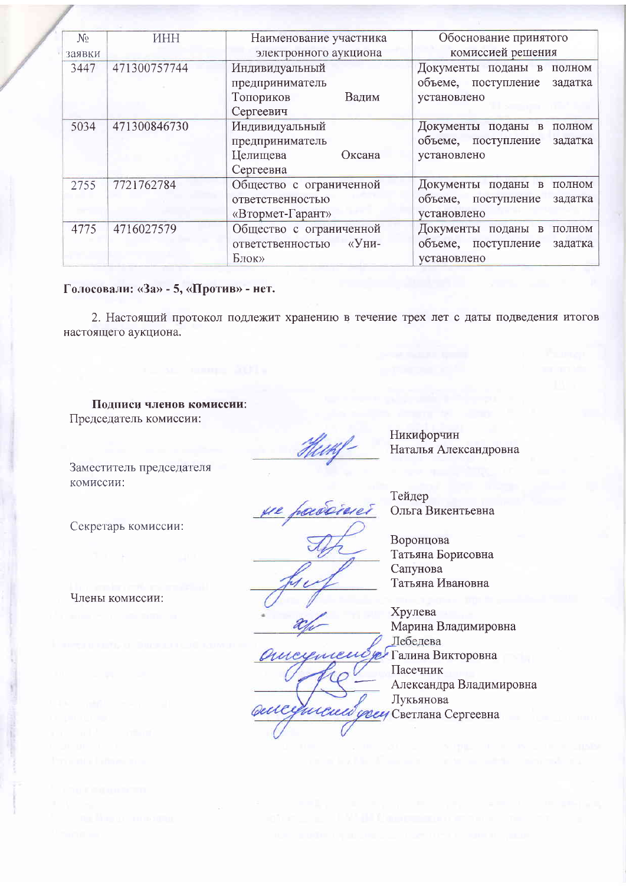| № заявки | ИНН | Наименование участника электронного аукциона | Обоснование принятого комиссией решения |
|---|---|---|---|
| 3447 | 471300757744 | Индивидуальный предприниматель Топориков Вадим Сергеевич | Документы поданы в полном объеме, поступление задатка установлено |
| 5034 | 471300846730 | Индивидуальный предприниматель Целищева Оксана Сергеевна | Документы поданы в полном объеме, поступление задатка установлено |
| 2755 | 7721762784 | Общество с ограниченной ответственностью «Втормет-Гарант» | Документы поданы в полном объеме, поступление задатка установлено |
| 4775 | 4716027579 | Общество с ограниченной ответственностью «Уни-Блок» | Документы поданы в полном объеме, поступление задатка установлено |

**Голосовали: «За» - 5, «Против» - нет.**

2. Настоящий протокол подлежит хранению в течение трех лет с даты подведения итогов настоящего аукциона.

**Подписи членов комиссии**:

Председатель комиссии: Никифорчин Наталья Александровна

Заместитель председателя комиссии: не работает Тейдер Ольга Викентьевна

Секретарь комиссии: Воронцова Татьяна Борисовна

Сапунова Татьяна Ивановна

Члены комиссии:

Хрулева Марина Владимировна

отсутствует Лебедева Галина Викторовна

Пасечник Александра Владимировна

отсутствует Лукьянова Светлана Сергеевна